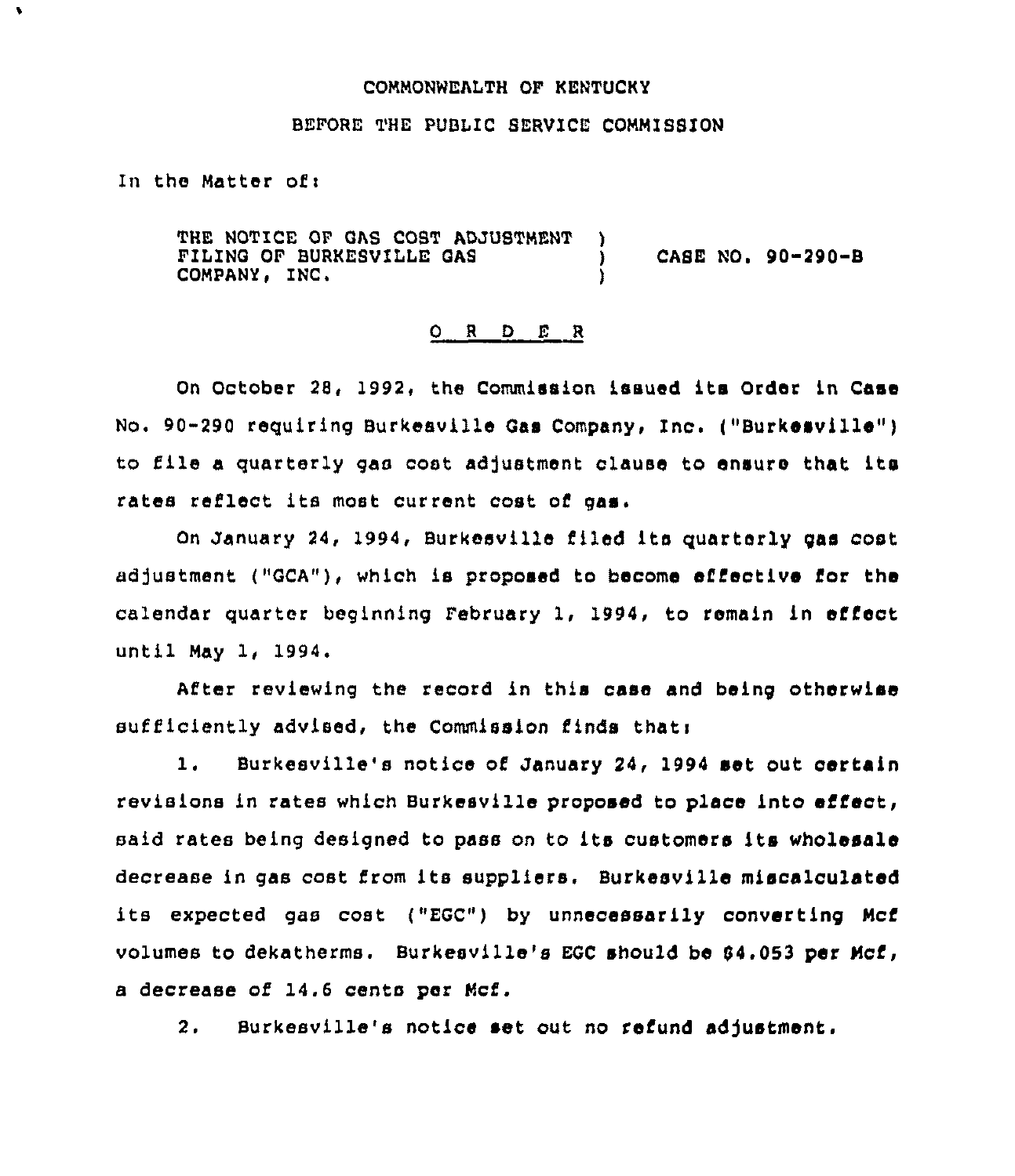COMMONWEALTH OF KENTUCKY

BEFORE THE PUBLIC SERVICE COMMISSION

In the Matter of:

THE NOTICE OF GAS COST ADJUSTMENT FILING OF BURKESVILLE GAS COMPANY, INC. ) CASE NO. 90-290-B

## O R D E R

On October 28, 1992, the Commission issued its Order in Case No. 90-290 requiring Burkesville Gas Company, Inc. ("Burkesville") to file a quarterly gas cost adjustment clause to ensure that its rates reflect its most current cost of gas.

On January 24, 1994, Burkesville filed its quarterly gas cost adjustment ("GCA"), which is proposed to become effective for the calendar quarter beginning February 1, 1994, to remain in effect until May 1, 1994.

After reviewing the record in this case and being otherwise sufficiently advised, the Commission finds that:

1. Burkesville's notice of January 24, 1994 set out certain revisions in rates which Burkesville proposed to place into effect, said rates being designed to pass on to its customers its wholesale decrease in gas cost from its suppliers. Burkesville miscalculated its expected gas cost ("EGC") by unnecessarily converting Mcf volumes to dekatherms. Burkesville's EGC should be $4.053 per Mcf, a decrease of 14.6 cents per Mcf.

2. Burkesville's notice set out no refund adjustment.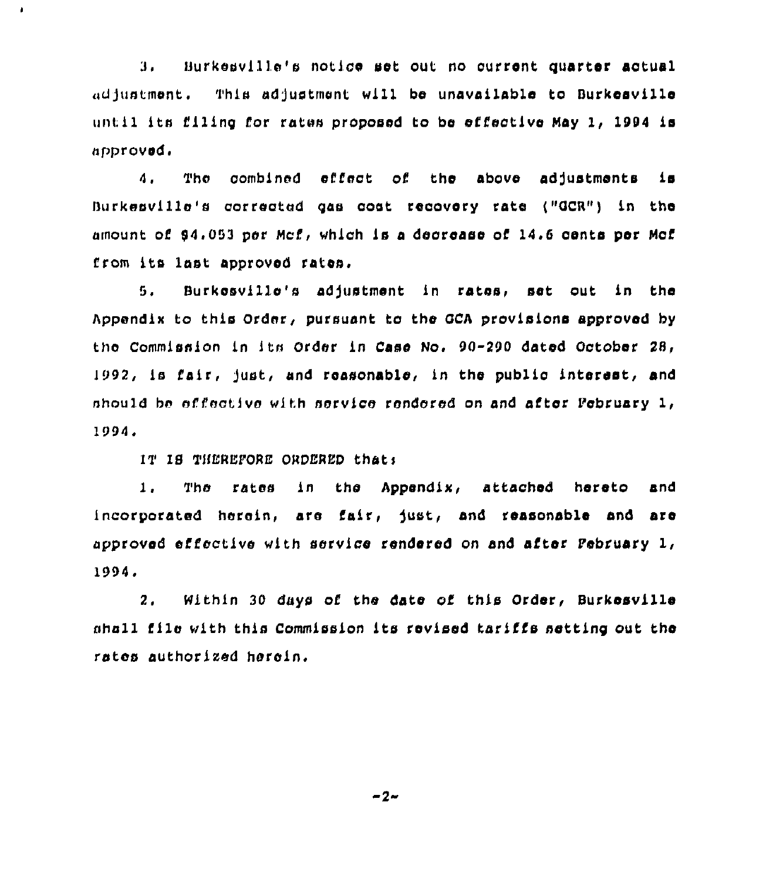3. Burkesville's notice set out no current quarter actual adjustment. This adjustment will be unavailable to Burkesville until its filing for rates proposed to be effective May 1, 1994 is approved.

4. The combined effect of the above adjustments is Burkesville's corrected gas cost recovery rate ("GCR") in the amount of $4.053 per Mcf, which is a decrease of 14.6 cents per Mcf from its last approved rates.

5. Burkesville's adjustment in rates, set out in the Appendix to this Order, pursuant to the GCA provisions approved by the Commission in its Order in Case No. 90-290 dated October 28, 1992, is fair, just, and reasonable, in the public interest, and should be effective with service rendered on and after February 1, 1994.

IT IS THEREFORE ORDERED that:

1. The rates in the Appendix, attached hereto and incorporated herein, are fair, just, and reasonable and are approved effective with service rendered on and after February 1, 1994.

2. Within 30 days of the date of this Order, Burkesville shall file with this Commission its revised tariffs setting out the rates authorized herein.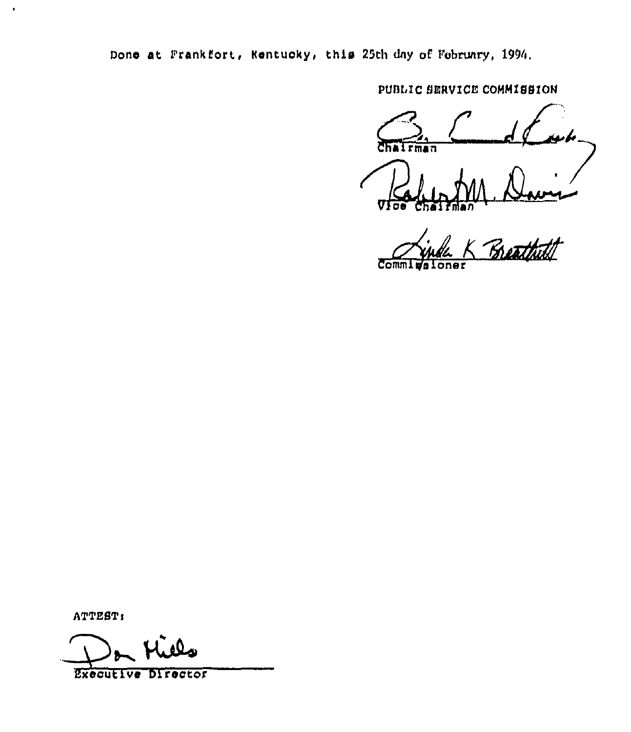Done at Frankfort, Kentucky, this 25th day of February, 1994.

PUBLIC SERVICE COMMISSION

Chairman

Vice Chairman

Commissioner

ATTEST:

Executive Director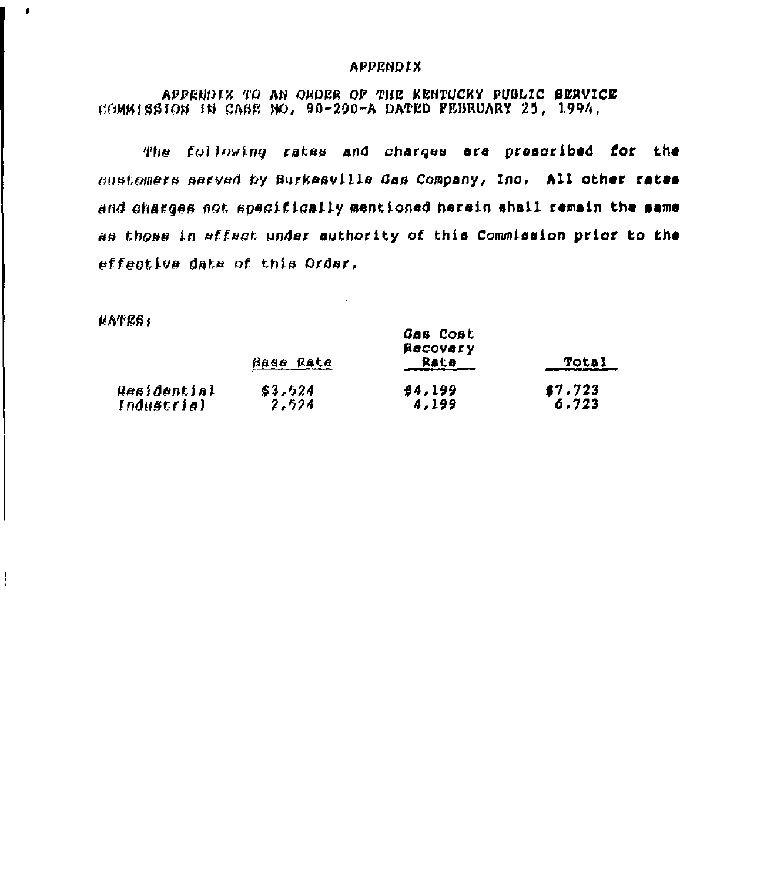# APPENDIX

APPENDIX TO AN ORDER OF THE KENTUCKY PUBLIC SERVICE COMMISSION IN CASE NO. 90-290-A DATED FEBRUARY 25, 1994.

The following rates and charges are prescribed for the customers served by Burkesville Gas Company, Inc. All other rates and charges not specifically mentioned herein shall remain the same as those in effect under authority of this Commission prior to the effective date of this Order.

RATES:

| | Base Rate | Gas Cost Recovery Rate | Total |
|---|---|---|---|
| Residential | $3.524 | $4.199 | $7.723 |
| Industrial | 2.524 | 4.199 | 6.723 |